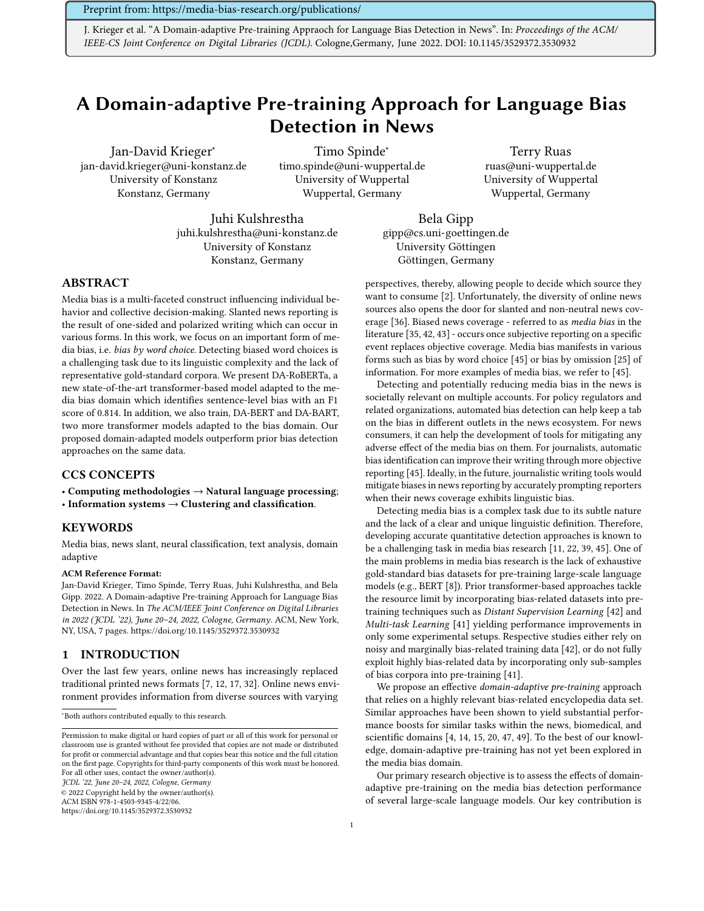Preprint from: https://media-bias-research.org/publications/

J. Krieger et al. "A Domain-adaptive Pre-training Appraoch for Language Bias Detection in News". In: *Proceedings of the ACM/IEEE-CS Joint Conference on Digital Libraries (JCDL)*. Cologne,Germany, June 2022. DOI: 10.1145/3529372.3530932

# A Domain-adaptive Pre-training Approach for Language Bias Detection in News

Jan-David Krieger*
jan-david.krieger@uni-konstanz.de
University of Konstanz
Konstanz, Germany

Timo Spinde*
timo.spinde@uni-wuppertal.de
University of Wuppertal
Wuppertal, Germany

Terry Ruas
ruas@uni-wuppertal.de
University of Wuppertal
Wuppertal, Germany

Juhi Kulshrestha
juhi.kulshrestha@uni-konstanz.de
University of Konstanz
Konstanz, Germany

Bela Gipp
gipp@cs.uni-goettingen.de
University Göttingen
Göttingen, Germany

## ABSTRACT

Media bias is a multi-faceted construct influencing individual behavior and collective decision-making. Slanted news reporting is the result of one-sided and polarized writing which can occur in various forms. In this work, we focus on an important form of media bias, i.e. *bias by word choice*. Detecting biased word choices is a challenging task due to its linguistic complexity and the lack of representative gold-standard corpora. We present DA-RoBERTa, a new state-of-the-art transformer-based model adapted to the media bias domain which identifies sentence-level bias with an F1 score of 0.814. In addition, we also train, DA-BERT and DA-BART, two more transformer models adapted to the bias domain. Our proposed domain-adapted models outperform prior bias detection approaches on the same data.

## CCS CONCEPTS

• **Computing methodologies → Natural language processing**; • **Information systems → Clustering and classification**.

## KEYWORDS

Media bias, news slant, neural classification, text analysis, domain adaptive

**ACM Reference Format:**
Jan-David Krieger, Timo Spinde, Terry Ruas, Juhi Kulshrestha, and Bela Gipp. 2022. A Domain-adaptive Pre-training Approach for Language Bias Detection in News. In *The ACM/IEEE Joint Conference on Digital Libraries in 2022 (JCDL '22), June 20–24, 2022, Cologne, Germany*. ACM, New York, NY, USA, 7 pages. https://doi.org/10.1145/3529372.3530932

## 1 INTRODUCTION

Over the last few years, online news has increasingly replaced traditional printed news formats [7, 12, 17, 32]. Online news environment provides information from diverse sources with varying perspectives, thereby, allowing people to decide which source they want to consume [2]. Unfortunately, the diversity of online news sources also opens the door for slanted and non-neutral news coverage [36]. Biased news coverage - referred to as *media bias* in the literature [35, 42, 43] - occurs once subjective reporting on a specific event replaces objective coverage. Media bias manifests in various forms such as bias by word choice [45] or bias by omission [25] of information. For more examples of media bias, we refer to [45].

Detecting and potentially reducing media bias in the news is societally relevant on multiple accounts. For policy regulators and related organizations, automated bias detection can help keep a tab on the bias in different outlets in the news ecosystem. For news consumers, it can help the development of tools for mitigating any adverse effect of the media bias on them. For journalists, automatic bias identification can improve their writing through more objective reporting [45]. Ideally, in the future, journalistic writing tools would mitigate biases in news reporting by accurately prompting reporters when their news coverage exhibits linguistic bias.

Detecting media bias is a complex task due to its subtle nature and the lack of a clear and unique linguistic definition. Therefore, developing accurate quantitative detection approaches is known to be a challenging task in media bias research [11, 22, 39, 45]. One of the main problems in media bias research is the lack of exhaustive gold-standard bias datasets for pre-training large-scale language models (e.g., BERT [8]). Prior transformer-based approaches tackle the resource limit by incorporating bias-related datasets into pre-training techniques such as *Distant Supervision Learning* [42] and *Multi-task Learning* [41] yielding performance improvements in only some experimental setups. Respective studies either rely on noisy and marginally bias-related training data [42], or do not fully exploit highly bias-related data by incorporating only sub-samples of bias corpora into pre-training [41].

We propose an effective *domain-adaptive pre-training* approach that relies on a highly relevant bias-related encyclopedia data set. Similar approaches have been shown to yield substantial performance boosts for similar tasks within the news, biomedical, and scientific domains [4, 14, 15, 20, 47, 49]. To the best of our knowledge, domain-adaptive pre-training has not yet been explored in the media bias domain.

Our primary research objective is to assess the effects of domain-adaptive pre-training on the media bias detection performance of several large-scale language models. Our key contribution is

---

*Both authors contributed equally to this research.

Permission to make digital or hard copies of part or all of this work for personal or classroom use is granted without fee provided that copies are not made or distributed for profit or commercial advantage and that copies bear this notice and the full citation on the first page. Copyrights for third-party components of this work must be honored. For all other uses, contact the owner/author(s).
*JCDL '22, June 20–24, 2022, Cologne, Germany*
© 2022 Copyright held by the owner/author(s).
ACM ISBN 978-1-4503-9345-4/22/06.
https://doi.org/10.1145/3529372.3530932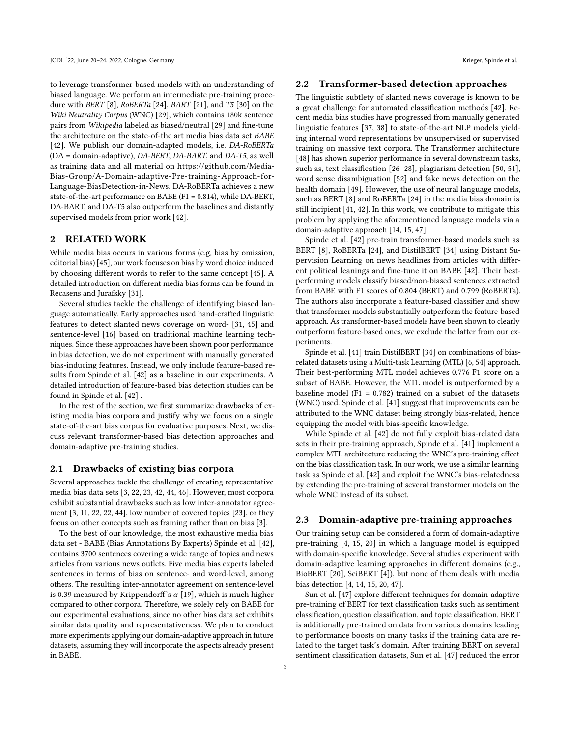to leverage transformer-based models with an understanding of biased language. We perform an intermediate pre-training procedure with *BERT* [8], *RoBERTa* [24], *BART* [21], and *T5* [30] on the *Wiki Neutrality Corpus* (WNC) [29], which contains 180k sentence pairs from *Wikipedia* labeled as biased/neutral [29] and fine-tune the architecture on the state-of-the art media bias data set *BABE* [42]. We publish our domain-adapted models, i.e. *DA-RoBERTa* (DA = domain-adaptive), *DA-BERT*, *DA-BART*, and *DA-T5*, as well as training data and all material on https://github.com/Media-Bias-Group/A-Domain-adaptive-Pre-training-Approach-for-Language-BiasDetection-in-News. DA-RoBERTa achieves a new state-of-the-art performance on BABE (F1 = 0.814), while DA-BERT, DA-BART, and DA-T5 also outperform the baselines and distantly supervised models from prior work [42].

## 2 RELATED WORK

While media bias occurs in various forms (e.g, bias by omission, editorial bias) [45], our work focuses on bias by word choice induced by choosing different words to refer to the same concept [45]. A detailed introduction on different media bias forms can be found in Recasens and Jurafsky [31].

Several studies tackle the challenge of identifying biased language automatically. Early approaches used hand-crafted linguistic features to detect slanted news coverage on word- [31, 45] and sentence-level [16] based on traditional machine learning techniques. Since these approaches have been shown poor performance in bias detection, we do not experiment with manually generated bias-inducing features. Instead, we only include feature-based results from Spinde et al. [42] as a baseline in our experiments. A detailed introduction of feature-based bias detection studies can be found in Spinde et al. [42] .

In the rest of the section, we first summarize drawbacks of existing media bias corpora and justify why we focus on a single state-of-the-art bias corpus for evaluative purposes. Next, we discuss relevant transformer-based bias detection approaches and domain-adaptive pre-training studies.

### 2.1 Drawbacks of existing bias corpora

Several approaches tackle the challenge of creating representative media bias data sets [3, 22, 23, 42, 44, 46]. However, most corpora exhibit substantial drawbacks such as low inter-annotator agreement [3, 11, 22, 22, 44], low number of covered topics [23], or they focus on other concepts such as framing rather than on bias [3].

To the best of our knowledge, the most exhaustive media bias data set - BABE (Bias Annotations By Experts) Spinde et al. [42], contains 3700 sentences covering a wide range of topics and news articles from various news outlets. Five media bias experts labeled sentences in terms of bias on sentence- and word-level, among others. The resulting inter-annotator agreement on sentence-level is 0.39 measured by Krippendorff's $\alpha$ [19], which is much higher compared to other corpora. Therefore, we solely rely on BABE for our experimental evaluations, since no other bias data set exhibits similar data quality and representativeness. We plan to conduct more experiments applying our domain-adaptive approach in future datasets, assuming they will incorporate the aspects already present in BABE.

### 2.2 Transformer-based detection approaches

The linguistic subtlety of slanted news coverage is known to be a great challenge for automated classification methods [42]. Recent media bias studies have progressed from manually generated linguistic features [37, 38] to state-of-the-art NLP models yielding internal word representations by unsupervised or supervised training on massive text corpora. The Transformer architecture [48] has shown superior performance in several downstream tasks, such as, text classification [26–28], plagiarism detection [50, 51], word sense disambiguation [52] and fake news detection on the health domain [49]. However, the use of neural language models, such as BERT [8] and RoBERTa [24] in the media bias domain is still incipient [41, 42]. In this work, we contribute to mitigate this problem by applying the aforementioned language models via a domain-adaptive approach [14, 15, 47].

Spinde et al. [42] pre-train transformer-based models such as BERT [8], RoBERTa [24], and DistilBERT [34] using Distant Supervision Learning on news headlines from articles with different political leanings and fine-tune it on BABE [42]. Their best-performing models classify biased/non-biased sentences extracted from BABE with F1 scores of 0.804 (BERT) and 0.799 (RoBERTa). The authors also incorporate a feature-based classifier and show that transformer models substantially outperform the feature-based approach. As transformer-based models have been shown to clearly outperform feature-based ones, we exclude the latter from our experiments.

Spinde et al. [41] train DistilBERT [34] on combinations of bias-related datasets using a Multi-task Learning (MTL) [6, 54] approach. Their best-performing MTL model achieves 0.776 F1 score on a subset of BABE. However, the MTL model is outperformed by a baseline model (F1 = 0.782) trained on a subset of the datasets (WNC) used. Spinde et al. [41] suggest that improvements can be attributed to the WNC dataset being strongly bias-related, hence equipping the model with bias-specific knowledge.

While Spinde et al. [42] do not fully exploit bias-related data sets in their pre-training approach, Spinde et al. [41] implement a complex MTL architecture reducing the WNC's pre-training effect on the bias classification task. In our work, we use a similar learning task as Spinde et al. [42] and exploit the WNC's bias-relatedness by extending the pre-training of several transformer models on the whole WNC instead of its subset.

### 2.3 Domain-adaptive pre-training approaches

Our training setup can be considered a form of domain-adaptive pre-training [4, 15, 20] in which a language model is equipped with domain-specific knowledge. Several studies experiment with domain-adaptive learning approaches in different domains (e.g., BioBERT [20], SciBERT [4]), but none of them deals with media bias detection [4, 14, 15, 20, 47].

Sun et al. [47] explore different techniques for domain-adaptive pre-training of BERT for text classification tasks such as sentiment classification, question classification, and topic classification. BERT is additionally pre-trained on data from various domains leading to performance boosts on many tasks if the training data are related to the target task's domain. After training BERT on several sentiment classification datasets, Sun et al. [47] reduced the error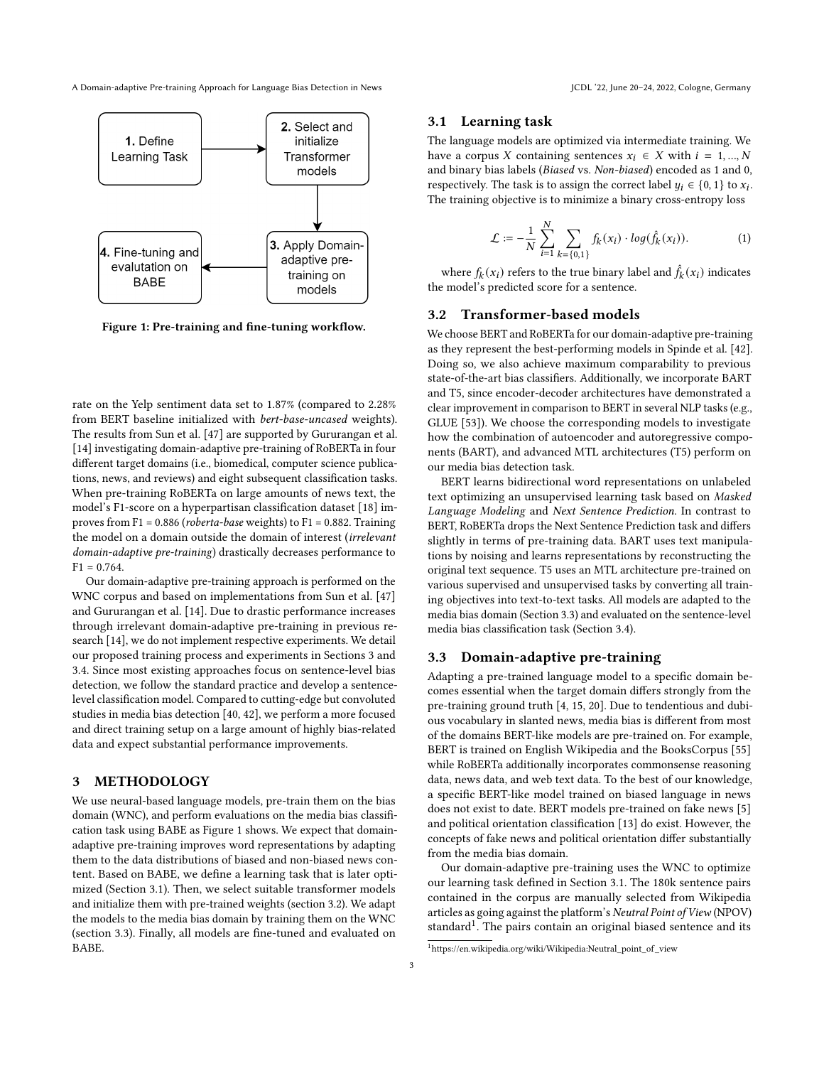1. Define Learning Task

2. Select and initialize Transformer models

3. Apply Domain-adaptive pre-training on models

4. Fine-tuning and evalutation on BABE

**Figure 1: Pre-training and fine-tuning workflow.**

rate on the Yelp sentiment data set to 1.87% (compared to 2.28% from BERT baseline initialized with *bert-base-uncased* weights). The results from Sun et al. [47] are supported by Gururangan et al. [14] investigating domain-adaptive pre-training of RoBERTa in four different target domains (i.e., biomedical, computer science publications, news, and reviews) and eight subsequent classification tasks. When pre-training RoBERTa on large amounts of news text, the model's F1-score on a hyperpartisan classification dataset [18] improves from F1 = 0.886 (*roberta-base* weights) to F1 = 0.882. Training the model on a domain outside the domain of interest (*irrelevant domain-adaptive pre-training*) drastically decreases performance to F1 = 0.764.

Our domain-adaptive pre-training approach is performed on the WNC corpus and based on implementations from Sun et al. [47] and Gururangan et al. [14]. Due to drastic performance increases through irrelevant domain-adaptive pre-training in previous research [14], we do not implement respective experiments. We detail our proposed training process and experiments in Sections 3 and 3.4. Since most existing approaches focus on sentence-level bias detection, we follow the standard practice and develop a sentence-level classification model. Compared to cutting-edge but convoluted studies in media bias detection [40, 42], we perform a more focused and direct training setup on a large amount of highly bias-related data and expect substantial performance improvements.

## 3 METHODOLOGY

We use neural-based language models, pre-train them on the bias domain (WNC), and perform evaluations on the media bias classification task using BABE as Figure 1 shows. We expect that domain-adaptive pre-training improves word representations by adapting them to the data distributions of biased and non-biased news content. Based on BABE, we define a learning task that is later optimized (Section 3.1). Then, we select suitable transformer models and initialize them with pre-trained weights (section 3.2). We adapt the models to the media bias domain by training them on the WNC (section 3.3). Finally, all models are fine-tuned and evaluated on BABE.

### 3.1 Learning task

The language models are optimized via intermediate training. We have a corpus $X$ containing sentences $x_i \in X$ with $i = 1, ..., N$ and binary bias labels (*Biased* vs. *Non-biased*) encoded as 1 and 0, respectively. The task is to assign the correct label $y_i \in \{0, 1\}$ to $x_i$. The training objective is to minimize a binary cross-entropy loss

$$\mathcal{L} := -\frac{1}{N} \sum_{i=1}^{N} \sum_{k=\{0,1\}} f_k(x_i) \cdot log(\hat{f}_k(x_i)). \tag{1}$$

where $f_k(x_i)$ refers to the true binary label and $\hat{f}_k(x_i)$ indicates the model's predicted score for a sentence.

### 3.2 Transformer-based models

We choose BERT and RoBERTa for our domain-adaptive pre-training as they represent the best-performing models in Spinde et al. [42]. Doing so, we also achieve maximum comparability to previous state-of-the-art bias classifiers. Additionally, we incorporate BART and T5, since encoder-decoder architectures have demonstrated a clear improvement in comparison to BERT in several NLP tasks (e.g., GLUE [53]). We choose the corresponding models to investigate how the combination of autoencoder and autoregressive components (BART), and advanced MTL architectures (T5) perform on our media bias detection task.

BERT learns bidirectional word representations on unlabeled text optimizing an unsupervised learning task based on *Masked Language Modeling* and *Next Sentence Prediction*. In contrast to BERT, RoBERTa drops the Next Sentence Prediction task and differs slightly in terms of pre-training data. BART uses text manipulations by noising and learns representations by reconstructing the original text sequence. T5 uses an MTL architecture pre-trained on various supervised and unsupervised tasks by converting all training objectives into text-to-text tasks. All models are adapted to the media bias domain (Section 3.3) and evaluated on the sentence-level media bias classification task (Section 3.4).

### 3.3 Domain-adaptive pre-training

Adapting a pre-trained language model to a specific domain becomes essential when the target domain differs strongly from the pre-training ground truth [4, 15, 20]. Due to tendentious and dubious vocabulary in slanted news, media bias is different from most of the domains BERT-like models are pre-trained on. For example, BERT is trained on English Wikipedia and the BooksCorpus [55] while RoBERTa additionally incorporates commonsense reasoning data, news data, and web text data. To the best of our knowledge, a specific BERT-like model trained on biased language in news does not exist to date. BERT models pre-trained on fake news [5] and political orientation classification [13] do exist. However, the concepts of fake news and political orientation differ substantially from the media bias domain.

Our domain-adaptive pre-training uses the WNC to optimize our learning task defined in Section 3.1. The 180k sentence pairs contained in the corpus are manually selected from Wikipedia articles as going against the platform's *Neutral Point of View* (NPOV) standard[1]. The pairs contain an original biased sentence and its

[1] https://en.wikipedia.org/wiki/Wikipedia:Neutral_point_of_view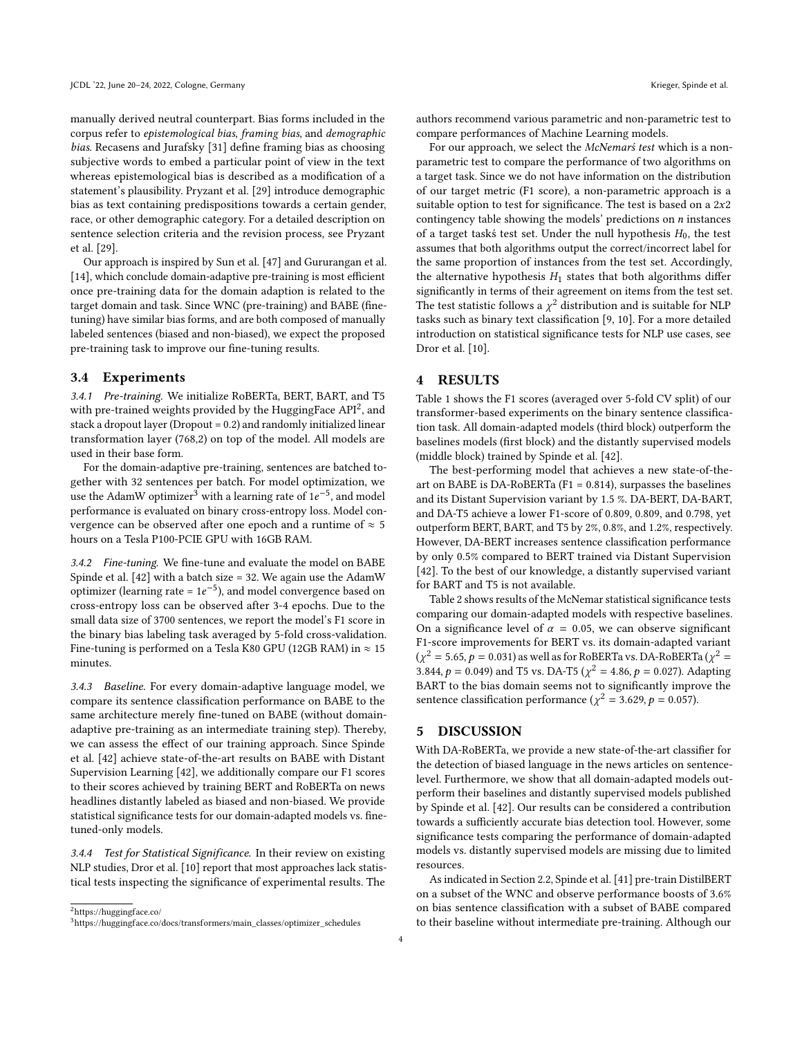manually derived neutral counterpart. Bias forms included in the corpus refer to *epistemological bias*, *framing bias*, and *demographic bias*. Recasens and Jurafsky [31] define framing bias as choosing subjective words to embed a particular point of view in the text whereas epistemological bias is described as a modification of a statement's plausibility. Pryzant et al. [29] introduce demographic bias as text containing predispositions towards a certain gender, race, or other demographic category. For a detailed description on sentence selection criteria and the revision process, see Pryzant et al. [29].

Our approach is inspired by Sun et al. [47] and Gururangan et al. [14], which conclude domain-adaptive pre-training is most efficient once pre-training data for the domain adaption is related to the target domain and task. Since WNC (pre-training) and BABE (fine-tuning) have similar bias forms, and are both composed of manually labeled sentences (biased and non-biased), we expect the proposed pre-training task to improve our fine-tuning results.

### 3.4 Experiments

*3.4.1 Pre-training.* We initialize RoBERTa, BERT, BART, and T5 with pre-trained weights provided by the HuggingFace API[2], and stack a dropout layer (Dropout = 0.2) and randomly initialized linear transformation layer (768,2) on top of the model. All models are used in their base form.

For the domain-adaptive pre-training, sentences are batched together with 32 sentences per batch. For model optimization, we use the AdamW optimizer[3] with a learning rate of $1e^{-5}$, and model performance is evaluated on binary cross-entropy loss. Model convergence can be observed after one epoch and a runtime of $\approx$ 5 hours on a Tesla P100-PCIE GPU with 16GB RAM.

*3.4.2 Fine-tuning.* We fine-tune and evaluate the model on BABE Spinde et al. [42] with a batch size = 32. We again use the AdamW optimizer (learning rate = $1e^{-5}$), and model convergence based on cross-entropy loss can be observed after 3-4 epochs. Due to the small data size of 3700 sentences, we report the model's F1 score in the binary bias labeling task averaged by 5-fold cross-validation. Fine-tuning is performed on a Tesla K80 GPU (12GB RAM) in $\approx$ 15 minutes.

*3.4.3 Baseline.* For every domain-adaptive language model, we compare its sentence classification performance on BABE to the same architecture merely fine-tuned on BABE (without domain-adaptive pre-training as an intermediate training step). Thereby, we can assess the effect of our training approach. Since Spinde et al. [42] achieve state-of-the-art results on BABE with Distant Supervision Learning [42], we additionally compare our F1 scores to their scores achieved by training BERT and RoBERTa on news headlines distantly labeled as biased and non-biased. We provide statistical significance tests for our domain-adapted models vs. fine-tuned-only models.

*3.4.4 Test for Statistical Significance.* In their review on existing NLP studies, Dror et al. [10] report that most approaches lack statistical tests inspecting the significance of experimental results. The authors recommend various parametric and non-parametric test to compare performances of Machine Learning models.

For our approach, we select the *McNemarś test* which is a non-parametric test to compare the performance of two algorithms on a target task. Since we do not have information on the distribution of our target metric (F1 score), a non-parametric approach is a suitable option to test for significance. The test is based on a $2x2$ contingency table showing the models' predictions on $n$ instances of a target taskś test set. Under the null hypothesis $H_0$, the test assumes that both algorithms output the correct/incorrect label for the same proportion of instances from the test set. Accordingly, the alternative hypothesis $H_1$ states that both algorithms differ significantly in terms of their agreement on items from the test set. The test statistic follows a $\chi^2$ distribution and is suitable for NLP tasks such as binary text classification [9, 10]. For a more detailed introduction on statistical significance tests for NLP use cases, see Dror et al. [10].

## 4 RESULTS

Table 1 shows the F1 scores (averaged over 5-fold CV split) of our transformer-based experiments on the binary sentence classification task. All domain-adapted models (third block) outperform the baselines models (first block) and the distantly supervised models (middle block) trained by Spinde et al. [42].

The best-performing model that achieves a new state-of-the-art on BABE is DA-RoBERTa (F1 = 0.814), surpasses the baselines and its Distant Supervision variant by 1.5 %. DA-BERT, DA-BART, and DA-T5 achieve a lower F1-score of 0.809, 0.809, and 0.798, yet outperform BERT, BART, and T5 by 2%, 0.8%, and 1.2%, respectively. However, DA-BERT increases sentence classification performance by only 0.5% compared to BERT trained via Distant Supervision [42]. To the best of our knowledge, a distantly supervised variant for BART and T5 is not available.

Table 2 shows results of the McNemar statistical significance tests comparing our domain-adapted models with respective baselines. On a significance level of $\alpha = 0.05$, we can observe significant F1-score improvements for BERT vs. its domain-adapted variant ($\chi^2 = 5.65, p = 0.031$) as well as for RoBERTa vs. DA-RoBERTa ($\chi^2 = 3.844, p = 0.049$) and T5 vs. DA-T5 ($\chi^2 = 4.86, p = 0.027$). Adapting BART to the bias domain seems not to significantly improve the sentence classification performance ($\chi^2 = 3.629, p = 0.057$).

## 5 DISCUSSION

With DA-RoBERTa, we provide a new state-of-the-art classifier for the detection of biased language in the news articles on sentence-level. Furthermore, we show that all domain-adapted models outperform their baselines and distantly supervised models published by Spinde et al. [42]. Our results can be considered a contribution towards a sufficiently accurate bias detection tool. However, some significance tests comparing the performance of domain-adapted models vs. distantly supervised models are missing due to limited resources.

As indicated in Section 2.2, Spinde et al. [41] pre-train DistilBERT on a subset of the WNC and observe performance boosts of 3.6% on bias sentence classification with a subset of BABE compared to their baseline without intermediate pre-training. Although our

[2] https://huggingface.co/

[3] https://huggingface.co/docs/transformers/main_classes/optimizer_schedules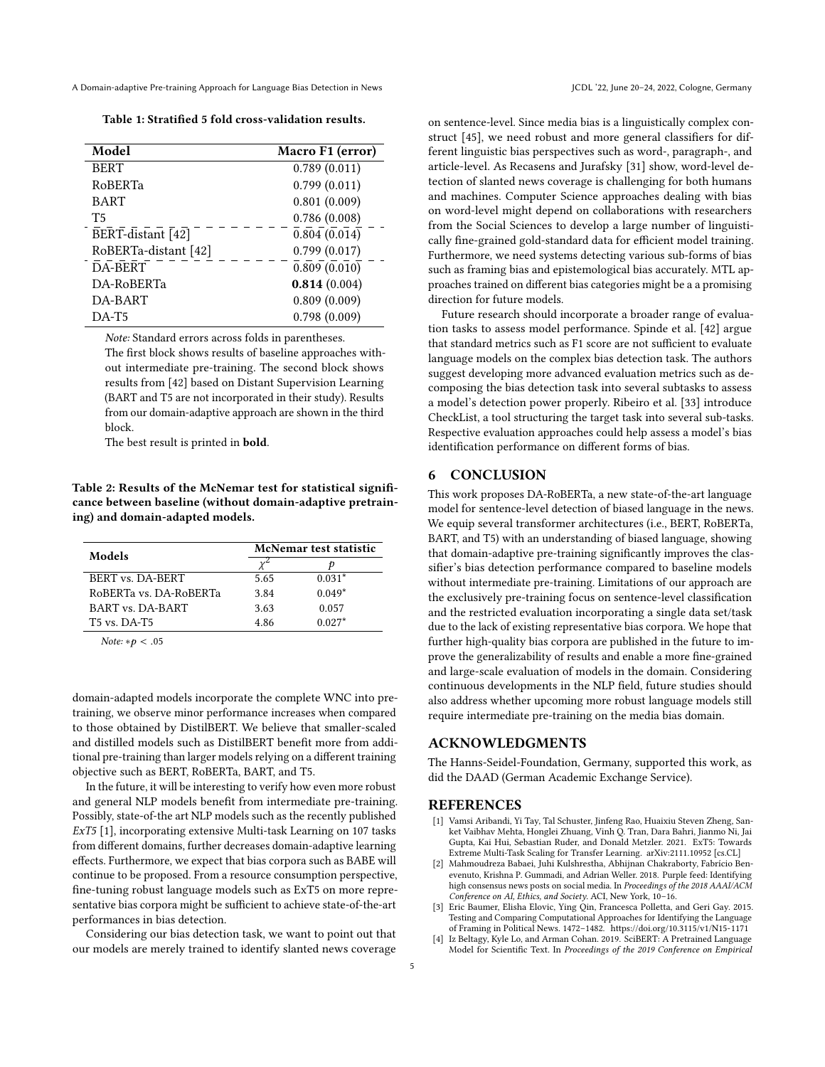Table 1: Stratified 5 fold cross-validation results.

| Model | Macro F1 (error) |
|---|---|
| BERT | 0.789 (0.011) |
| RoBERTa | 0.799 (0.011) |
| BART | 0.801 (0.009) |
| T5 | 0.786 (0.008) |
| BERT-distant [42] | 0.804 (0.014) |
| RoBERTa-distant [42] | 0.799 (0.017) |
| DA-BERT | 0.809 (0.010) |
| DA-RoBERTa | **0.814** (0.004) |
| DA-BART | 0.809 (0.009) |
| DA-T5 | 0.798 (0.009) |

*Note:* Standard errors across folds in parentheses.
The first block shows results of baseline approaches without intermediate pre-training. The second block shows results from [42] based on Distant Supervision Learning (BART and T5 are not incorporated in their study). Results from our domain-adaptive approach are shown in the third block.
The best result is printed in **bold**.

Table 2: Results of the McNemar test for statistical significance between baseline (without domain-adaptive pretraining) and domain-adapted models.

| Models | McNemar test statistic | |
|---|---|---|
| | $\chi^2$ | $p$ |
| BERT vs. DA-BERT | 5.65 | 0.031* |
| RoBERTa vs. DA-RoBERTa | 3.84 | 0.049* |
| BART vs. DA-BART | 3.63 | 0.057 |
| T5 vs. DA-T5 | 4.86 | 0.027* |

*Note:* $*p < .05$

domain-adapted models incorporate the complete WNC into pre-training, we observe minor performance increases when compared to those obtained by DistilBERT. We believe that smaller-scaled and distilled models such as DistilBERT benefit more from additional pre-training than larger models relying on a different training objective such as BERT, RoBERTa, BART, and T5.

In the future, it will be interesting to verify how even more robust and general NLP models benefit from intermediate pre-training. Possibly, state-of-the art NLP models such as the recently published *ExT5* [1], incorporating extensive Multi-task Learning on 107 tasks from different domains, further decreases domain-adaptive learning effects. Furthermore, we expect that bias corpora such as BABE will continue to be proposed. From a resource consumption perspective, fine-tuning robust language models such as ExT5 on more representative bias corpora might be sufficient to achieve state-of-the-art performances in bias detection.

Considering our bias detection task, we want to point out that our models are merely trained to identify slanted news coverage on sentence-level. Since media bias is a linguistically complex construct [45], we need robust and more general classifiers for different linguistic bias perspectives such as word-, paragraph-, and article-level. As Recasens and Jurafsky [31] show, word-level detection of slanted news coverage is challenging for both humans and machines. Computer Science approaches dealing with bias on word-level might depend on collaborations with researchers from the Social Sciences to develop a large number of linguistically fine-grained gold-standard data for efficient model training. Furthermore, we need systems detecting various sub-forms of bias such as framing bias and epistemological bias accurately. MTL approaches trained on different bias categories might be a a promising direction for future models.

Future research should incorporate a broader range of evaluation tasks to assess model performance. Spinde et al. [42] argue that standard metrics such as F1 score are not sufficient to evaluate language models on the complex bias detection task. The authors suggest developing more advanced evaluation metrics such as decomposing the bias detection task into several subtasks to assess a model's detection power properly. Ribeiro et al. [33] introduce CheckList, a tool structuring the target task into several sub-tasks. Respective evaluation approaches could help assess a model's bias identification performance on different forms of bias.

## 6 CONCLUSION

This work proposes DA-RoBERTa, a new state-of-the-art language model for sentence-level detection of biased language in the news. We equip several transformer architectures (i.e., BERT, RoBERTa, BART, and T5) with an understanding of biased language, showing that domain-adaptive pre-training significantly improves the classifier's bias detection performance compared to baseline models without intermediate pre-training. Limitations of our approach are the exclusively pre-training focus on sentence-level classification and the restricted evaluation incorporating a single data set/task due to the lack of existing representative bias corpora. We hope that further high-quality bias corpora are published in the future to improve the generalizability of results and enable a more fine-grained and large-scale evaluation of models in the domain. Considering continuous developments in the NLP field, future studies should also address whether upcoming more robust language models still require intermediate pre-training on the media bias domain.

## ACKNOWLEDGMENTS

The Hanns-Seidel-Foundation, Germany, supported this work, as did the DAAD (German Academic Exchange Service).

## REFERENCES

[1] Vamsi Aribandi, Yi Tay, Tal Schuster, Jinfeng Rao, Huaixiu Steven Zheng, Sanket Vaibhav Mehta, Honglei Zhuang, Vinh Q. Tran, Dara Bahri, Jianmo Ni, Jai Gupta, Kai Hui, Sebastian Ruder, and Donald Metzler. 2021. ExT5: Towards Extreme Multi-Task Scaling for Transfer Learning. arXiv:2111.10952 [cs.CL]

[2] Mahmoudreza Babaei, Juhi Kulshrestha, Abhijnan Chakraborty, Fabrício Benevenuto, Krishna P. Gummadi, and Adrian Weller. 2018. Purple feed: Identifying high consensus news posts on social media. In *Proceedings of the 2018 AAAI/ACM Conference on AI, Ethics, and Society*. ACI, New York, 10–16.

[3] Eric Baumer, Elisha Elovic, Ying Qin, Francesca Polletta, and Geri Gay. 2015. Testing and Comparing Computational Approaches for Identifying the Language of Framing in Political News. 1472–1482. https://doi.org/10.3115/v1/N15-1171

[4] Iz Beltagy, Kyle Lo, and Arman Cohan. 2019. SciBERT: A Pretrained Language Model for Scientific Text. In *Proceedings of the 2019 Conference on Empirical*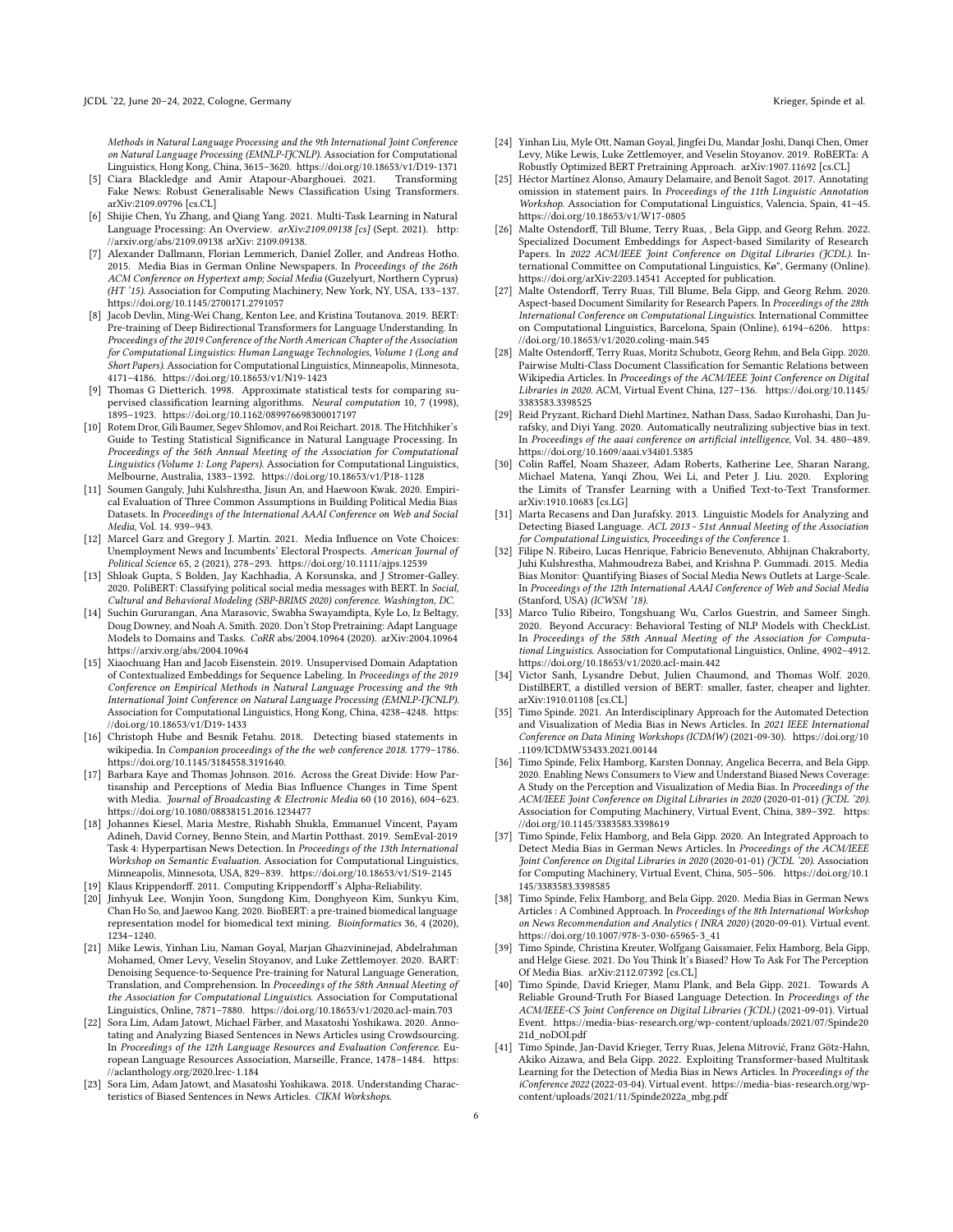*Methods in Natural Language Processing and the 9th International Joint Conference on Natural Language Processing (EMNLP-IJCNLP)*. Association for Computational Linguistics, Hong Kong, China, 3615–3620. https://doi.org/10.18653/v1/D19-1371

[5] Ciara Blackledge and Amir Atapour-Abarghouei. 2021. Transforming Fake News: Robust Generalisable News Classification Using Transformers. arXiv:2109.09796 [cs.CL]

[6] Shijie Chen, Yu Zhang, and Qiang Yang. 2021. Multi-Task Learning in Natural Language Processing: An Overview. *arXiv:2109.09138 [cs]* (Sept. 2021). http://arxiv.org/abs/2109.09138 arXiv: 2109.09138.

[7] Alexander Dallmann, Florian Lemmerich, Daniel Zoller, and Andreas Hotho. 2015. Media Bias in German Online Newspapers. In *Proceedings of the 26th ACM Conference on Hypertext amp; Social Media* (Guzelyurt, Northern Cyprus) *(HT '15)*. Association for Computing Machinery, New York, NY, USA, 133–137. https://doi.org/10.1145/2700171.2791057

[8] Jacob Devlin, Ming-Wei Chang, Kenton Lee, and Kristina Toutanova. 2019. BERT: Pre-training of Deep Bidirectional Transformers for Language Understanding. In *Proceedings of the 2019 Conference of the North American Chapter of the Association for Computational Linguistics: Human Language Technologies, Volume 1 (Long and Short Papers)*. Association for Computational Linguistics, Minneapolis, Minnesota, 4171–4186. https://doi.org/10.18653/v1/N19-1423

[9] Thomas G Dietterich. 1998. Approximate statistical tests for comparing supervised classification learning algorithms. *Neural computation* 10, 7 (1998), 1895–1923. https://doi.org/10.1162/089976698300017197

[10] Rotem Dror, Gili Baumer, Segev Shlomov, and Roi Reichart. 2018. The Hitchhiker's Guide to Testing Statistical Significance in Natural Language Processing. In *Proceedings of the 56th Annual Meeting of the Association for Computational Linguistics (Volume 1: Long Papers)*. Association for Computational Linguistics, Melbourne, Australia, 1383–1392. https://doi.org/10.18653/v1/P18-1128

[11] Soumen Ganguly, Juhi Kulshrestha, Jisun An, and Haewoon Kwak. 2020. Empirical Evaluation of Three Common Assumptions in Building Political Media Bias Datasets. In *Proceedings of the International AAAI Conference on Web and Social Media*, Vol. 14. 939–943.

[12] Marcel Garz and Gregory J. Martin. 2021. Media Influence on Vote Choices: Unemployment News and Incumbents' Electoral Prospects. *American Journal of Political Science* 65, 2 (2021), 278–293. https://doi.org/10.1111/ajps.12539

[13] Shloak Gupta, S Bolden, Jay Kachhadia, A Korsunska, and J Stromer-Galley. 2020. PoliBERT: Classifying political social media messages with BERT. In *Social, Cultural and Behavioral Modeling (SBP-BRIMS 2020) conference. Washington, DC*.

[14] Suchin Gururangan, Ana Marasovic, Swabha Swayamdipta, Kyle Lo, Iz Beltagy, Doug Downey, and Noah A. Smith. 2020. Don't Stop Pretraining: Adapt Language Models to Domains and Tasks. *CoRR* abs/2004.10964 (2020). arXiv:2004.10964 https://arxiv.org/abs/2004.10964

[15] Xiaochuang Han and Jacob Eisenstein. 2019. Unsupervised Domain Adaptation of Contextualized Embeddings for Sequence Labeling. In *Proceedings of the 2019 Conference on Empirical Methods in Natural Language Processing and the 9th International Joint Conference on Natural Language Processing (EMNLP-IJCNLP)*. Association for Computational Linguistics, Hong Kong, China, 4238–4248. https://doi.org/10.18653/v1/D19-1433

[16] Christoph Hube and Besnik Fetahu. 2018. Detecting biased statements in wikipedia. In *Companion proceedings of the the web conference 2018*. 1779–1786. https://doi.org/10.1145/3184558.3191640.

[17] Barbara Kaye and Thomas Johnson. 2016. Across the Great Divide: How Partisanship and Perceptions of Media Bias Influence Changes in Time Spent with Media. *Journal of Broadcasting & Electronic Media* 60 (10 2016), 604–623. https://doi.org/10.1080/08838151.2016.1234477

[18] Johannes Kiesel, Maria Mestre, Rishabh Shukla, Emmanuel Vincent, Payam Adineh, David Corney, Benno Stein, and Martin Potthast. 2019. SemEval-2019 Task 4: Hyperpartisan News Detection. In *Proceedings of the 13th International Workshop on Semantic Evaluation*. Association for Computational Linguistics, Minneapolis, Minnesota, USA, 829–839. https://doi.org/10.18653/v1/S19-2145

[19] Klaus Krippendorff. 2011. Computing Krippendorff's Alpha-Reliability.

[20] Jinhyuk Lee, Wonjin Yoon, Sungdong Kim, Donghyeon Kim, Sunkyu Kim, Chan Ho So, and Jaewoo Kang. 2020. BioBERT: a pre-trained biomedical language representation model for biomedical text mining. *Bioinformatics* 36, 4 (2020), 1234–1240.

[21] Mike Lewis, Yinhan Liu, Naman Goyal, Marjan Ghazvininejad, Abdelrahman Mohamed, Omer Levy, Veselin Stoyanov, and Luke Zettlemoyer. 2020. BART: Denoising Sequence-to-Sequence Pre-training for Natural Language Generation, Translation, and Comprehension. In *Proceedings of the 58th Annual Meeting of the Association for Computational Linguistics*. Association for Computational Linguistics, Online, 7871–7880. https://doi.org/10.18653/v1/2020.acl-main.703

[22] Sora Lim, Adam Jatowt, Michael Färber, and Masatoshi Yoshikawa. 2020. Annotating and Analyzing Biased Sentences in News Articles using Crowdsourcing. In *Proceedings of the 12th Language Resources and Evaluation Conference*. European Language Resources Association, Marseille, France, 1478–1484. https://aclanthology.org/2020.lrec-1.184

[23] Sora Lim, Adam Jatowt, and Masatoshi Yoshikawa. 2018. Understanding Characteristics of Biased Sentences in News Articles. *CIKM Workshops*.

[24] Yinhan Liu, Myle Ott, Naman Goyal, Jingfei Du, Mandar Joshi, Danqi Chen, Omer Levy, Mike Lewis, Luke Zettlemoyer, and Veselin Stoyanov. 2019. RoBERTa: A Robustly Optimized BERT Pretraining Approach. arXiv:1907.11692 [cs.CL]

[25] Héctor Martínez Alonso, Amaury Delamaire, and Benoît Sagot. 2017. Annotating omission in statement pairs. In *Proceedings of the 11th Linguistic Annotation Workshop*. Association for Computational Linguistics, Valencia, Spain, 41–45. https://doi.org/10.18653/v1/W17-0805

[26] Malte Ostendorff, Till Blume, Terry Ruas, , Bela Gipp, and Georg Rehm. 2022. Specialized Document Embeddings for Aspect-based Similarity of Research Papers. In *2022 ACM/IEEE Joint Conference on Digital Libraries (JCDL)*. International Committee on Computational Linguistics, Kø", Germany (Online). https://doi.org/arXiv:2203.14541 Accepted for publication.

[27] Malte Ostendorff, Terry Ruas, Till Blume, Bela Gipp, and Georg Rehm. 2020. Aspect-based Document Similarity for Research Papers. In *Proceedings of the 28th International Conference on Computational Linguistics*. International Committee on Computational Linguistics, Barcelona, Spain (Online), 6194–6206. https://doi.org/10.18653/v1/2020.coling-main.545

[28] Malte Ostendorff, Terry Ruas, Moritz Schubotz, Georg Rehm, and Bela Gipp. 2020. Pairwise Multi-Class Document Classification for Semantic Relations between Wikipedia Articles. In *Proceedings of the ACM/IEEE Joint Conference on Digital Libraries in 2020*. ACM, Virtual Event China, 127–136. https://doi.org/10.1145/3383583.3398525

[29] Reid Pryzant, Richard Diehl Martinez, Nathan Dass, Sadao Kurohashi, Dan Jurafsky, and Diyi Yang. 2020. Automatically neutralizing subjective bias in text. In *Proceedings of the aaai conference on artificial intelligence*, Vol. 34. 480–489. https://doi.org/10.1609/aaai.v34i01.5385

[30] Colin Raffel, Noam Shazeer, Adam Roberts, Katherine Lee, Sharan Narang, Michael Matena, Yanqi Zhou, Wei Li, and Peter J. Liu. 2020. Exploring the Limits of Transfer Learning with a Unified Text-to-Text Transformer. arXiv:1910.10683 [cs.LG]

[31] Marta Recasens and Dan Jurafsky. 2013. Linguistic Models for Analyzing and Detecting Biased Language. *ACL 2013 - 51st Annual Meeting of the Association for Computational Linguistics, Proceedings of the Conference* 1.

[32] Filipe N. Ribeiro, Lucas Henrique, Fabricio Benevenuto, Abhijnan Chakraborty, Juhi Kulshrestha, Mahmoudreza Babei, and Krishna P. Gummadi. 2015. Media Bias Monitor: Quantifying Biases of Social Media News Outlets at Large-Scale. In *Proceedings of the 12th International AAAI Conference of Web and Social Media* (Stanford, USA) *(ICWSM '18)*.

[33] Marco Tulio Ribeiro, Tongshuang Wu, Carlos Guestrin, and Sameer Singh. 2020. Beyond Accuracy: Behavioral Testing of NLP Models with CheckList. In *Proceedings of the 58th Annual Meeting of the Association for Computational Linguistics*. Association for Computational Linguistics, Online, 4902–4912. https://doi.org/10.18653/v1/2020.acl-main.442

[34] Victor Sanh, Lysandre Debut, Julien Chaumond, and Thomas Wolf. 2020. DistilBERT, a distilled version of BERT: smaller, faster, cheaper and lighter. arXiv:1910.01108 [cs.CL]

[35] Timo Spinde. 2021. An Interdisciplinary Approach for the Automated Detection and Visualization of Media Bias in News Articles. In *2021 IEEE International Conference on Data Mining Workshops (ICDMW)* (2021-09-30). https://doi.org/10.1109/ICDMW53433.2021.00144

[36] Timo Spinde, Felix Hamborg, Karsten Donnay, Angelica Becerra, and Bela Gipp. 2020. Enabling News Consumers to View and Understand Biased News Coverage: A Study on the Perception and Visualization of Media Bias. In *Proceedings of the ACM/IEEE Joint Conference on Digital Libraries in 2020* (2020-01-01) *(JCDL '20)*. Association for Computing Machinery, Virtual Event, China, 389–392. https://doi.org/10.1145/3383583.3398619

[37] Timo Spinde, Felix Hamborg, and Bela Gipp. 2020. An Integrated Approach to Detect Media Bias in German News Articles. In *Proceedings of the ACM/IEEE Joint Conference on Digital Libraries in 2020* (2020-01-01) *(JCDL '20)*. Association for Computing Machinery, Virtual Event, China, 505–506. https://doi.org/10.1145/3383583.3398585

[38] Timo Spinde, Felix Hamborg, and Bela Gipp. 2020. Media Bias in German News Articles : A Combined Approach. In *Proceedings of the 8th International Workshop on News Recommendation and Analytics ( INRA 2020)* (2020-09-01). Virtual event. https://doi.org/10.1007/978-3-030-65965-3_41

[39] Timo Spinde, Christina Kreuter, Wolfgang Gaissmaier, Felix Hamborg, Bela Gipp, and Helge Giese. 2021. Do You Think It's Biased? How To Ask For The Perception Of Media Bias. arXiv:2112.07392 [cs.CL]

[40] Timo Spinde, David Krieger, Manu Plank, and Bela Gipp. 2021. Towards A Reliable Ground-Truth For Biased Language Detection. In *Proceedings of the ACM/IEEE-CS Joint Conference on Digital Libraries (JCDL)* (2021-09-01). Virtual Event. https://media-bias-research.org/wp-content/uploads/2021/07/Spinde2021d_noDOI.pdf

[41] Timo Spinde, Jan-David Krieger, Terry Ruas, Jelena Mitrović, Franz Götz-Hahn, Akiko Aizawa, and Bela Gipp. 2022. Exploiting Transformer-based Multitask Learning for the Detection of Media Bias in News Articles. In *Proceedings of the iConference 2022* (2022-03-04). Virtual event. https://media-bias-research.org/wp-content/uploads/2021/11/Spinde2022a_mbg.pdf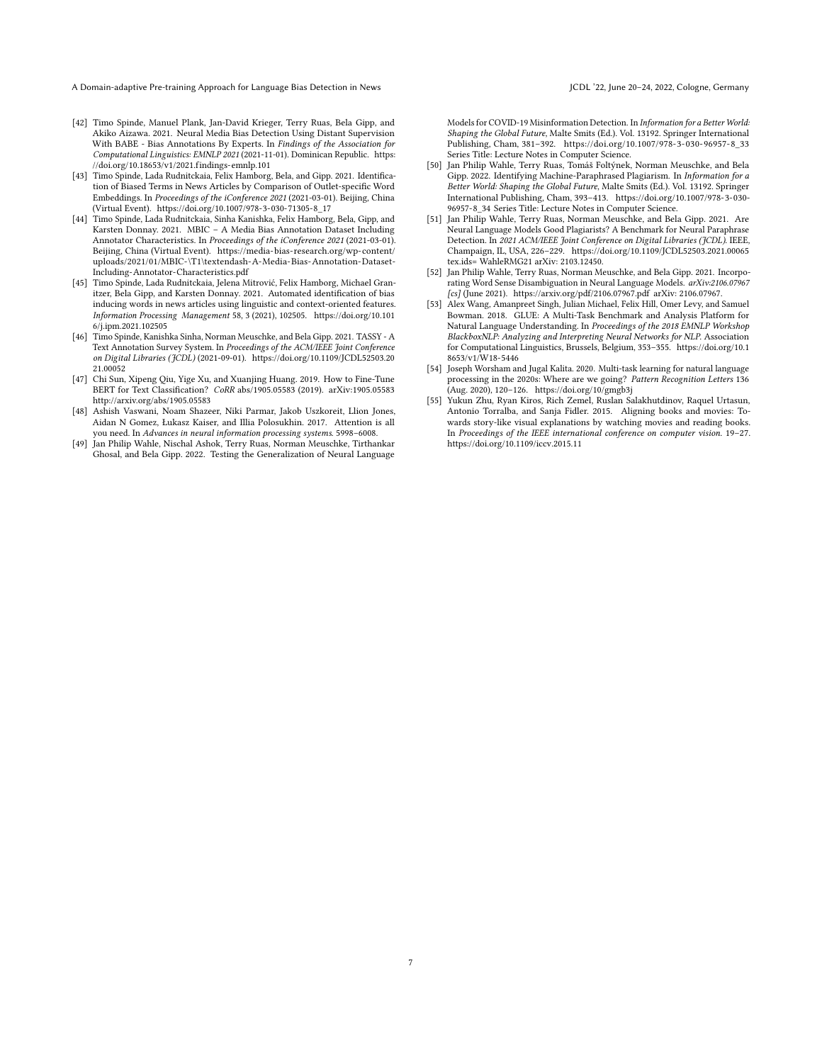[42] Timo Spinde, Manuel Plank, Jan-David Krieger, Terry Ruas, Bela Gipp, and Akiko Aizawa. 2021. Neural Media Bias Detection Using Distant Supervision With BABE - Bias Annotations By Experts. In *Findings of the Association for Computational Linguistics: EMNLP 2021* (2021-11-01). Dominican Republic. https://doi.org/10.18653/v1/2021.findings-emnlp.101

[43] Timo Spinde, Lada Rudnitckaia, Felix Hamborg, Bela, and Gipp. 2021. Identification of Biased Terms in News Articles by Comparison of Outlet-specific Word Embeddings. In *Proceedings of the iConference 2021* (2021-03-01). Beijing, China (Virtual Event). https://doi.org/10.1007/978-3-030-71305-8_17

[44] Timo Spinde, Lada Rudnitckaia, Sinha Kanishka, Felix Hamborg, Bela, Gipp, and Karsten Donnay. 2021. MBIC – A Media Bias Annotation Dataset Including Annotator Characteristics. In *Proceedings of the iConference 2021* (2021-03-01). Beijing, China (Virtual Event). https://media-bias-research.org/wp-content/uploads/2021/01/MBIC-\T1\textendash-A-Media-Bias-Annotation-Dataset-Including-Annotator-Characteristics.pdf

[45] Timo Spinde, Lada Rudnitckaia, Jelena Mitrović, Felix Hamborg, Michael Granitzer, Bela Gipp, and Karsten Donnay. 2021. Automated identification of bias inducing words in news articles using linguistic and context-oriented features. *Information Processing Management* 58, 3 (2021), 102505. https://doi.org/10.1016/j.ipm.2021.102505

[46] Timo Spinde, Kanishka Sinha, Norman Meuschke, and Bela Gipp. 2021. TASSY - A Text Annotation Survey System. In *Proceedings of the ACM/IEEE Joint Conference on Digital Libraries (JCDL)* (2021-09-01). https://doi.org/10.1109/JCDL52503.2021.00052

[47] Chi Sun, Xipeng Qiu, Yige Xu, and Xuanjing Huang. 2019. How to Fine-Tune BERT for Text Classification? *CoRR* abs/1905.05583 (2019). arXiv:1905.05583 http://arxiv.org/abs/1905.05583

[48] Ashish Vaswani, Noam Shazeer, Niki Parmar, Jakob Uszkoreit, Llion Jones, Aidan N Gomez, Łukasz Kaiser, and Illia Polosukhin. 2017. Attention is all you need. In *Advances in neural information processing systems*. 5998–6008.

[49] Jan Philip Wahle, Nischal Ashok, Terry Ruas, Norman Meuschke, Tirthankar Ghosal, and Bela Gipp. 2022. Testing the Generalization of Neural Language Models for COVID-19 Misinformation Detection. In *Information for a Better World: Shaping the Global Future*, Malte Smits (Ed.). Vol. 13192. Springer International Publishing, Cham, 381–392. https://doi.org/10.1007/978-3-030-96957-8_33 Series Title: Lecture Notes in Computer Science.

[50] Jan Philip Wahle, Terry Ruas, Tomáš Foltýnek, Norman Meuschke, and Bela Gipp. 2022. Identifying Machine-Paraphrased Plagiarism. In *Information for a Better World: Shaping the Global Future*, Malte Smits (Ed.). Vol. 13192. Springer International Publishing, Cham, 393–413. https://doi.org/10.1007/978-3-030-96957-8_34 Series Title: Lecture Notes in Computer Science.

[51] Jan Philip Wahle, Terry Ruas, Norman Meuschke, and Bela Gipp. 2021. Are Neural Language Models Good Plagiarists? A Benchmark for Neural Paraphrase Detection. In *2021 ACM/IEEE Joint Conference on Digital Libraries (JCDL)*. IEEE, Champaign, IL, USA, 226–229. https://doi.org/10.1109/JCDL52503.2021.00065 tex.ids= WahleRMG21 arXiv: 2103.12450.

[52] Jan Philip Wahle, Terry Ruas, Norman Meuschke, and Bela Gipp. 2021. Incorporating Word Sense Disambiguation in Neural Language Models. *arXiv:2106.07967 [cs]* (June 2021). https://arxiv.org/pdf/2106.07967.pdf arXiv: 2106.07967.

[53] Alex Wang, Amanpreet Singh, Julian Michael, Felix Hill, Omer Levy, and Samuel Bowman. 2018. GLUE: A Multi-Task Benchmark and Analysis Platform for Natural Language Understanding. In *Proceedings of the 2018 EMNLP Workshop BlackboxNLP: Analyzing and Interpreting Neural Networks for NLP*. Association for Computational Linguistics, Brussels, Belgium, 353–355. https://doi.org/10.18653/v1/W18-5446

[54] Joseph Worsham and Jugal Kalita. 2020. Multi-task learning for natural language processing in the 2020s: Where are we going? *Pattern Recognition Letters* 136 (Aug. 2020), 120–126. https://doi.org/10/gmgb3j

[55] Yukun Zhu, Ryan Kiros, Rich Zemel, Ruslan Salakhutdinov, Raquel Urtasun, Antonio Torralba, and Sanja Fidler. 2015. Aligning books and movies: Towards story-like visual explanations by watching movies and reading books. In *Proceedings of the IEEE international conference on computer vision*. 19–27. https://doi.org/10.1109/iccv.2015.11